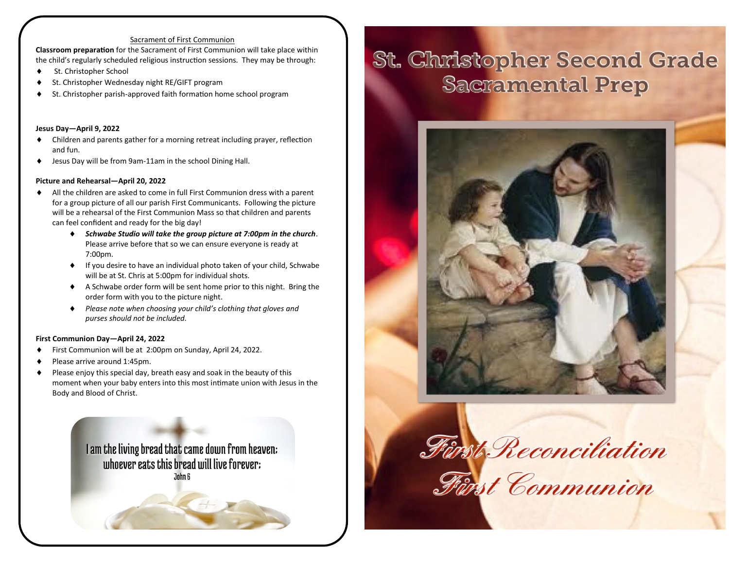## Sacrament of First Communion

**Classroom preparation** for the Sacrament of First Communion will take place within the child's regularly scheduled religious instruction sessions. They may be through:

- St. Christopher School
- St. Christopher Wednesday night RE/GIFT program
- St. Christopher parish-approved faith formation home school program

**Jesus Day—April 9, 2022**

- Children and parents gather for a morning retreat including prayer, reflection and fun.
- Jesus Day will be from 9am-11am in the school Dining Hall.

**Picture and Rehearsal—April 20, 2022**

- All the children are asked to come in full First Communion dress with a parent for a group picture of all our parish First Communicants. Following the picture will be a rehearsal of the First Communion Mass so that children and parents can feel confident and ready for the big day!
  - ***Schwabe Studio will take the group picture at 7:00pm in the church***. Please arrive before that so we can ensure everyone is ready at 7:00pm.
  - If you desire to have an individual photo taken of your child, Schwabe will be at St. Chris at 5:00pm for individual shots.
  - A Schwabe order form will be sent home prior to this night. Bring the order form with you to the picture night.
  - *Please note when choosing your child's clothing that gloves and purses should not be included.*

**First Communion Day—April 24, 2022**

- First Communion will be at 2:00pm on Sunday, April 24, 2022.
- Please arrive around 1:45pm.
- Please enjoy this special day, breath easy and soak in the beauty of this moment when your baby enters into this most intimate union with Jesus in the Body and Blood of Christ.

I am the living bread that came down from heaven; whoever eats this bread will live forever;
John 6

# St. Christopher Second Grade Sacramental Prep

## First Reconciliation
## First Communion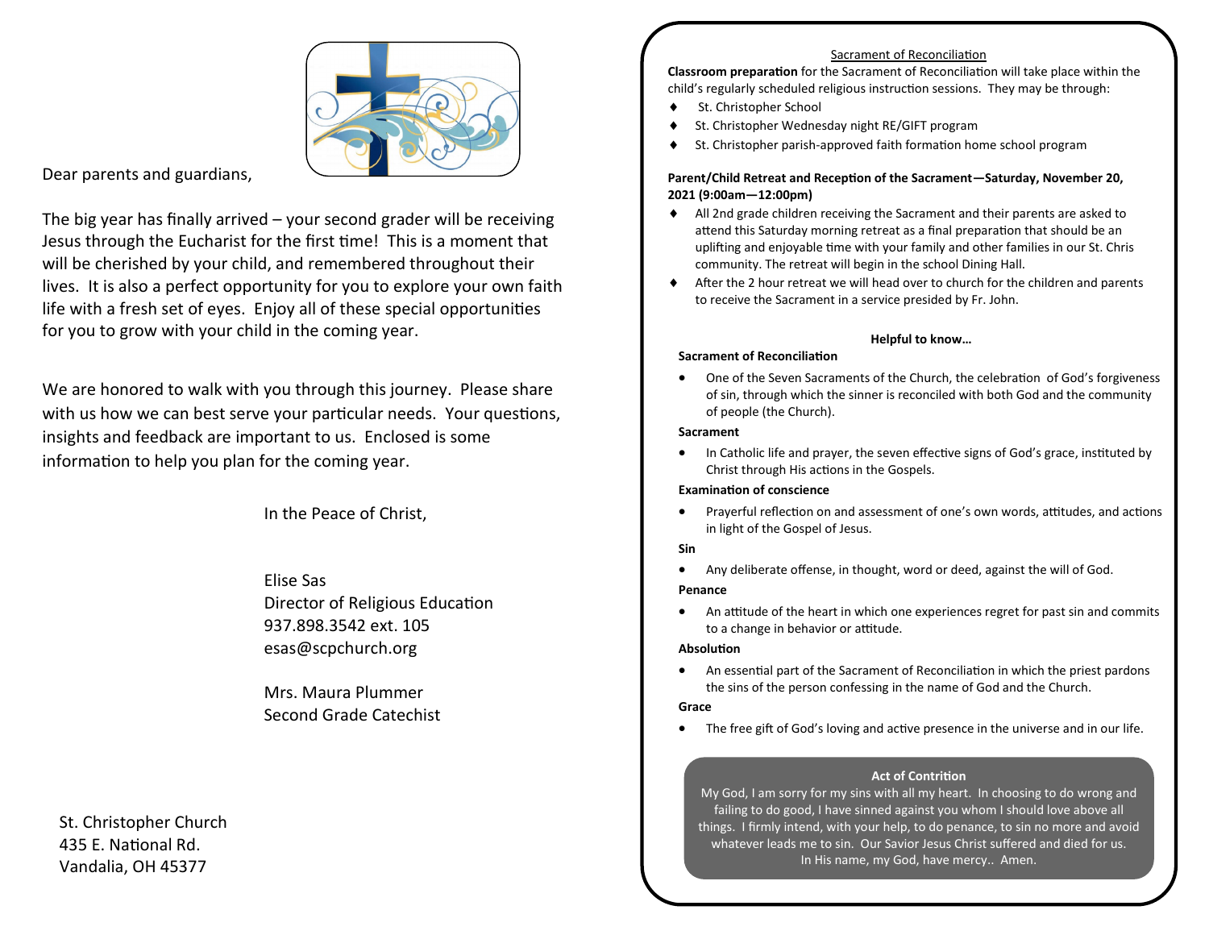Dear parents and guardians,

The big year has finally arrived – your second grader will be receiving Jesus through the Eucharist for the first time! This is a moment that will be cherished by your child, and remembered throughout their lives. It is also a perfect opportunity for you to explore your own faith life with a fresh set of eyes. Enjoy all of these special opportunities for you to grow with your child in the coming year.

We are honored to walk with you through this journey. Please share with us how we can best serve your particular needs. Your questions, insights and feedback are important to us. Enclosed is some information to help you plan for the coming year.

In the Peace of Christ,

Elise Sas
Director of Religious Education
937.898.3542 ext. 105
esas@scpchurch.org

Mrs. Maura Plummer
Second Grade Catechist

St. Christopher Church
435 E. National Rd.
Vandalia, OH 45377

## Sacrament of Reconciliation

**Classroom preparation** for the Sacrament of Reconciliation will take place within the child's regularly scheduled religious instruction sessions. They may be through:

- St. Christopher School
- St. Christopher Wednesday night RE/GIFT program
- St. Christopher parish-approved faith formation home school program

**Parent/Child Retreat and Reception of the Sacrament—Saturday, November 20, 2021 (9:00am—12:00pm)**

- All 2nd grade children receiving the Sacrament and their parents are asked to attend this Saturday morning retreat as a final preparation that should be an uplifting and enjoyable time with your family and other families in our St. Chris community. The retreat will begin in the school Dining Hall.
- After the 2 hour retreat we will head over to church for the children and parents to receive the Sacrament in a service presided by Fr. John.

### Helpful to know…

**Sacrament of Reconciliation**

- One of the Seven Sacraments of the Church, the celebration of God's forgiveness of sin, through which the sinner is reconciled with both God and the community of people (the Church).

**Sacrament**

- In Catholic life and prayer, the seven effective signs of God's grace, instituted by Christ through His actions in the Gospels.

**Examination of conscience**

- Prayerful reflection on and assessment of one's own words, attitudes, and actions in light of the Gospel of Jesus.

**Sin**

- Any deliberate offense, in thought, word or deed, against the will of God.

**Penance**

- An attitude of the heart in which one experiences regret for past sin and commits to a change in behavior or attitude.

**Absolution**

- An essential part of the Sacrament of Reconciliation in which the priest pardons the sins of the person confessing in the name of God and the Church.

**Grace**

- The free gift of God's loving and active presence in the universe and in our life.

**Act of Contrition**

My God, I am sorry for my sins with all my heart. In choosing to do wrong and failing to do good, I have sinned against you whom I should love above all things. I firmly intend, with your help, to do penance, to sin no more and avoid whatever leads me to sin. Our Savior Jesus Christ suffered and died for us. In His name, my God, have mercy.. Amen.